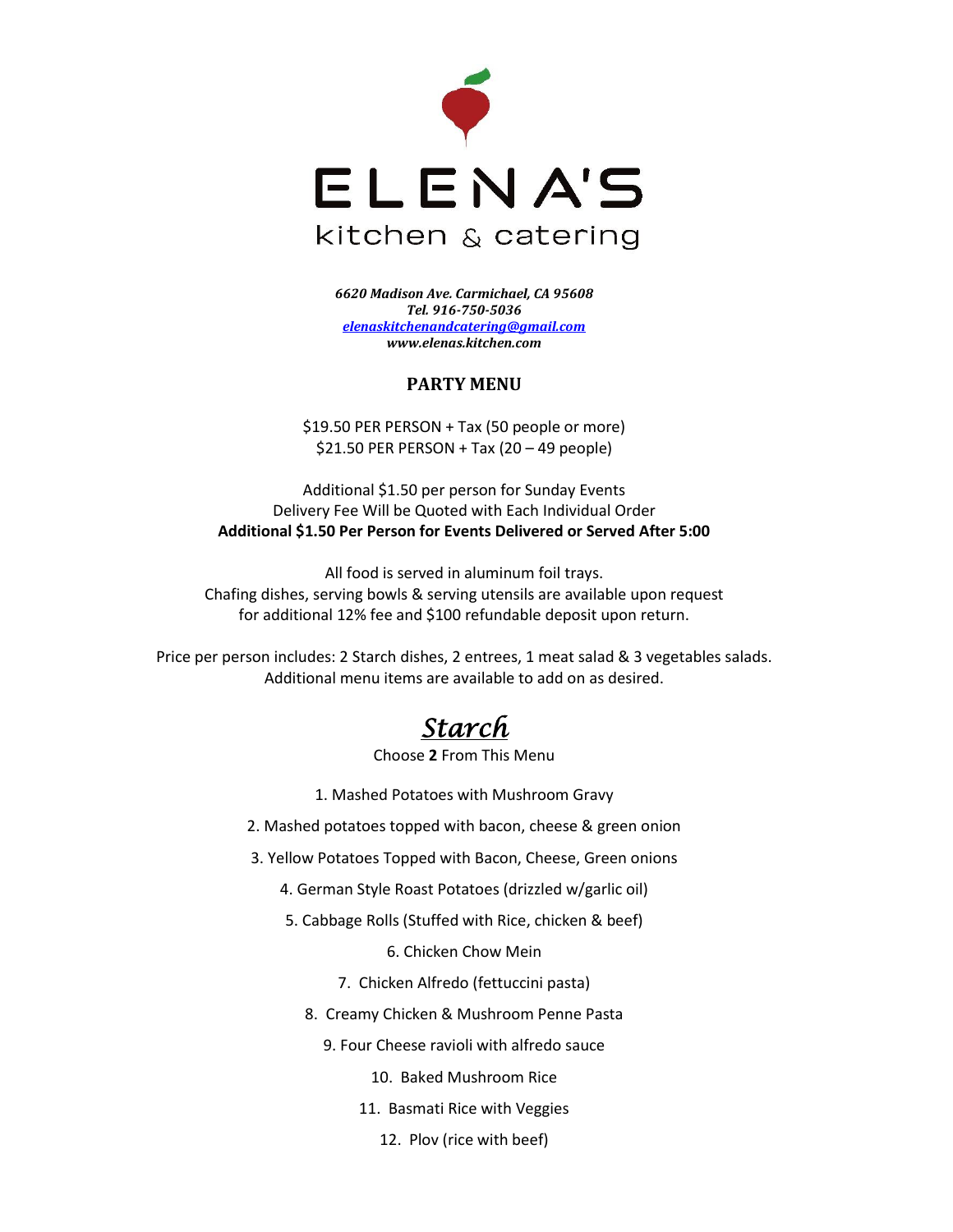# ELENA'S

kitchen & catering

***6620 Madison Ave. Carmichael, CA 95608***
***Tel. 916-750-5036***
***elenaskitchenandcatering@gmail.com***
***www.elenas.kitchen.com***

## PARTY MENU

$19.50 PER PERSON + Tax (50 people or more)
$21.50 PER PERSON + Tax (20 – 49 people)

Additional $1.50 per person for Sunday Events
Delivery Fee Will be Quoted with Each Individual Order
**Additional $1.50 Per Person for Events Delivered or Served After 5:00**

All food is served in aluminum foil trays.
Chafing dishes, serving bowls & serving utensils are available upon request for additional 12% fee and $100 refundable deposit upon return.

Price per person includes: 2 Starch dishes, 2 entrees, 1 meat salad & 3 vegetables salads.
Additional menu items are available to add on as desired.

## *Starch*

Choose **2** From This Menu

1. Mashed Potatoes with Mushroom Gravy
2. Mashed potatoes topped with bacon, cheese & green onion
3. Yellow Potatoes Topped with Bacon, Cheese, Green onions
4. German Style Roast Potatoes (drizzled w/garlic oil)
5. Cabbage Rolls (Stuffed with Rice, chicken & beef)
6. Chicken Chow Mein
7. Chicken Alfredo (fettuccini pasta)
8. Creamy Chicken & Mushroom Penne Pasta
9. Four Cheese ravioli with alfredo sauce
10. Baked Mushroom Rice
11. Basmati Rice with Veggies
12. Plov (rice with beef)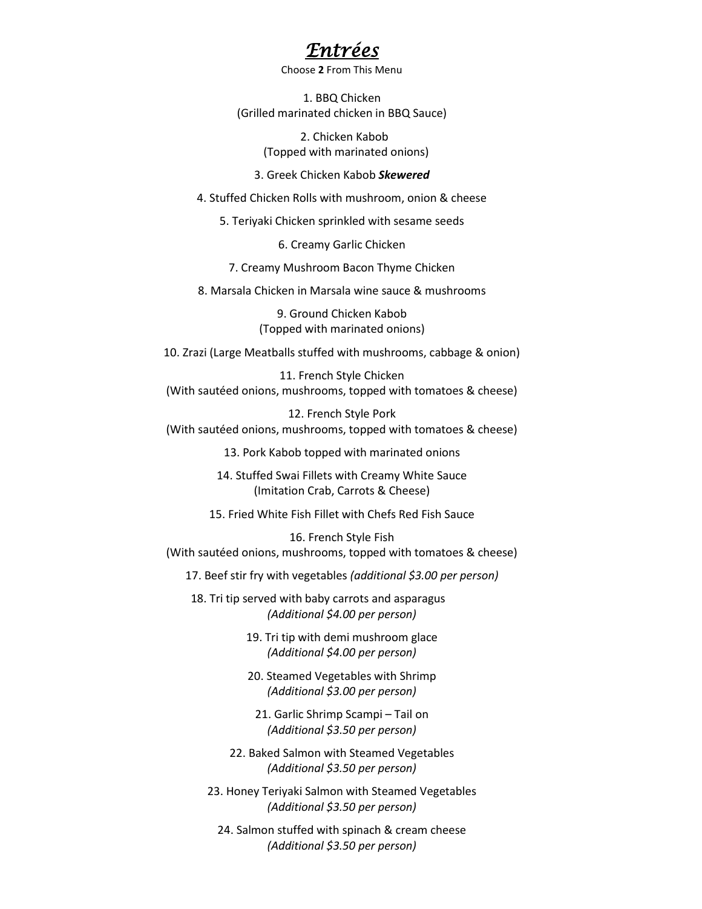# *Entrées*

Choose **2** From This Menu

1. BBQ Chicken
(Grilled marinated chicken in BBQ Sauce)

2. Chicken Kabob
(Topped with marinated onions)

3. Greek Chicken Kabob ***Skewered***

4. Stuffed Chicken Rolls with mushroom, onion & cheese

5. Teriyaki Chicken sprinkled with sesame seeds

6. Creamy Garlic Chicken

7. Creamy Mushroom Bacon Thyme Chicken

8. Marsala Chicken in Marsala wine sauce & mushrooms

9. Ground Chicken Kabob
(Topped with marinated onions)

10. Zrazi (Large Meatballs stuffed with mushrooms, cabbage & onion)

11. French Style Chicken
(With sautéed onions, mushrooms, topped with tomatoes & cheese)

12. French Style Pork
(With sautéed onions, mushrooms, topped with tomatoes & cheese)

13. Pork Kabob topped with marinated onions

14. Stuffed Swai Fillets with Creamy White Sauce
(Imitation Crab, Carrots & Cheese)

15. Fried White Fish Fillet with Chefs Red Fish Sauce

16. French Style Fish
(With sautéed onions, mushrooms, topped with tomatoes & cheese)

17. Beef stir fry with vegetables *(additional $3.00 per person)*

18. Tri tip served with baby carrots and asparagus
*(Additional $4.00 per person)*

19. Tri tip with demi mushroom glace
*(Additional $4.00 per person)*

20. Steamed Vegetables with Shrimp
*(Additional $3.00 per person)*

21. Garlic Shrimp Scampi – Tail on
*(Additional $3.50 per person)*

22. Baked Salmon with Steamed Vegetables
*(Additional $3.50 per person)*

23. Honey Teriyaki Salmon with Steamed Vegetables
*(Additional $3.50 per person)*

24. Salmon stuffed with spinach & cream cheese
*(Additional $3.50 per person)*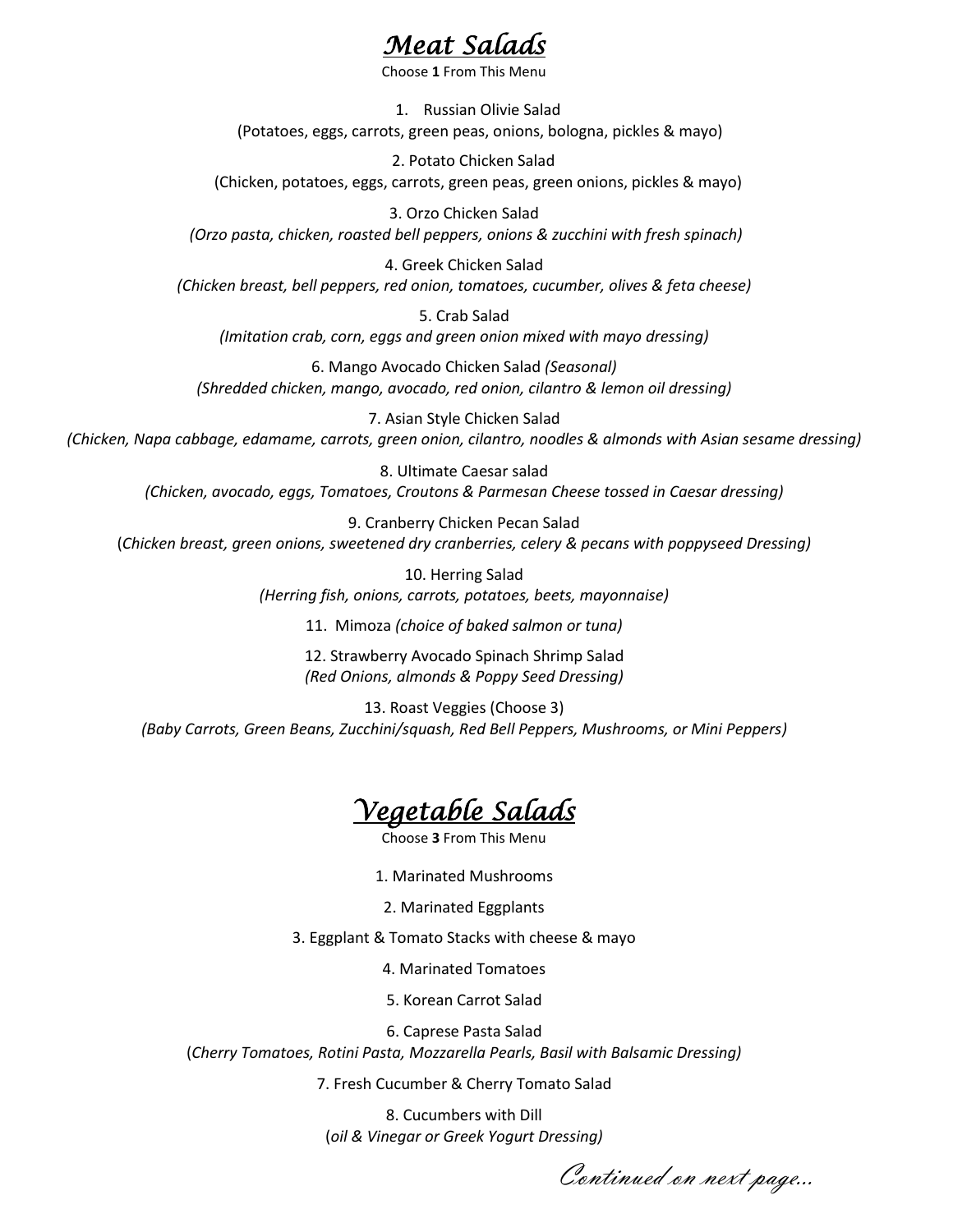# *Meat Salads*

Choose **1** From This Menu

1. Russian Olivie Salad
(Potatoes, eggs, carrots, green peas, onions, bologna, pickles & mayo)

2. Potato Chicken Salad
(Chicken, potatoes, eggs, carrots, green peas, green onions, pickles & mayo)

3. Orzo Chicken Salad
*(Orzo pasta, chicken, roasted bell peppers, onions & zucchini with fresh spinach)*

4. Greek Chicken Salad
*(Chicken breast, bell peppers, red onion, tomatoes, cucumber, olives & feta cheese)*

5. Crab Salad
*(Imitation crab, corn, eggs and green onion mixed with mayo dressing)*

6. Mango Avocado Chicken Salad *(Seasonal)*
*(Shredded chicken, mango, avocado, red onion, cilantro & lemon oil dressing)*

7. Asian Style Chicken Salad
*(Chicken, Napa cabbage, edamame, carrots, green onion, cilantro, noodles & almonds with Asian sesame dressing)*

8. Ultimate Caesar salad
*(Chicken, avocado, eggs, Tomatoes, Croutons & Parmesan Cheese tossed in Caesar dressing)*

9. Cranberry Chicken Pecan Salad
(*Chicken breast, green onions, sweetened dry cranberries, celery & pecans with poppyseed Dressing)*

10. Herring Salad
*(Herring fish, onions, carrots, potatoes, beets, mayonnaise)*

11. Mimoza *(choice of baked salmon or tuna)*

12. Strawberry Avocado Spinach Shrimp Salad
*(Red Onions, almonds & Poppy Seed Dressing)*

13. Roast Veggies (Choose 3)
*(Baby Carrots, Green Beans, Zucchini/squash, Red Bell Peppers, Mushrooms, or Mini Peppers)*

# *Vegetable Salads*

Choose **3** From This Menu

1. Marinated Mushrooms

2. Marinated Eggplants

3. Eggplant & Tomato Stacks with cheese & mayo

4. Marinated Tomatoes

5. Korean Carrot Salad

6. Caprese Pasta Salad
(*Cherry Tomatoes, Rotini Pasta, Mozzarella Pearls, Basil with Balsamic Dressing)*

7. Fresh Cucumber & Cherry Tomato Salad

8. Cucumbers with Dill
(*oil & Vinegar or Greek Yogurt Dressing)*

*Continued on next page...*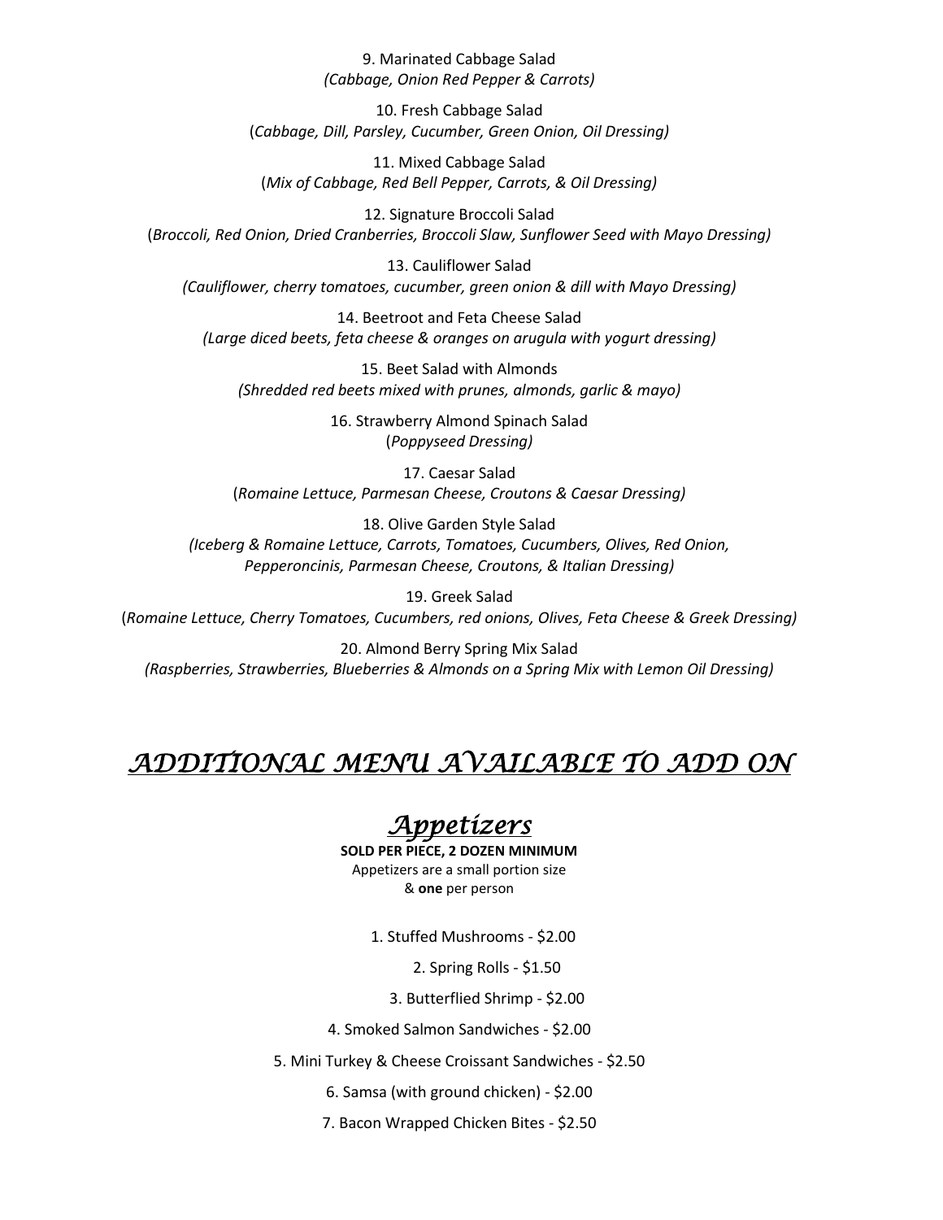9. Marinated Cabbage Salad
*(Cabbage, Onion Red Pepper & Carrots)*

10. Fresh Cabbage Salad
(*Cabbage, Dill, Parsley, Cucumber, Green Onion, Oil Dressing)*

11. Mixed Cabbage Salad
(*Mix of Cabbage, Red Bell Pepper, Carrots, & Oil Dressing)*

12. Signature Broccoli Salad
(*Broccoli, Red Onion, Dried Cranberries, Broccoli Slaw, Sunflower Seed with Mayo Dressing)*

13. Cauliflower Salad
*(Cauliflower, cherry tomatoes, cucumber, green onion & dill with Mayo Dressing)*

14. Beetroot and Feta Cheese Salad
*(Large diced beets, feta cheese & oranges on arugula with yogurt dressing)*

15. Beet Salad with Almonds
*(Shredded red beets mixed with prunes, almonds, garlic & mayo)*

16. Strawberry Almond Spinach Salad
(*Poppyseed Dressing)*

17. Caesar Salad
(*Romaine Lettuce, Parmesan Cheese, Croutons & Caesar Dressing)*

18. Olive Garden Style Salad
*(Iceberg & Romaine Lettuce, Carrots, Tomatoes, Cucumbers, Olives, Red Onion, Pepperoncinis, Parmesan Cheese, Croutons, & Italian Dressing)*

19. Greek Salad
(*Romaine Lettuce, Cherry Tomatoes, Cucumbers, red onions, Olives, Feta Cheese & Greek Dressing)*

20. Almond Berry Spring Mix Salad
*(Raspberries, Strawberries, Blueberries & Almonds on a Spring Mix with Lemon Oil Dressing)*

# *ADDITIONAL MENU AVAILABLE TO ADD ON*

## *Appetizers*

**SOLD PER PIECE, 2 DOZEN MINIMUM**
Appetizers are a small portion size
& **one** per person

1. Stuffed Mushrooms - $2.00
2. Spring Rolls - $1.50
3. Butterflied Shrimp - $2.00
4. Smoked Salmon Sandwiches - $2.00
5. Mini Turkey & Cheese Croissant Sandwiches - $2.50
6. Samsa (with ground chicken) - $2.00
7. Bacon Wrapped Chicken Bites - $2.50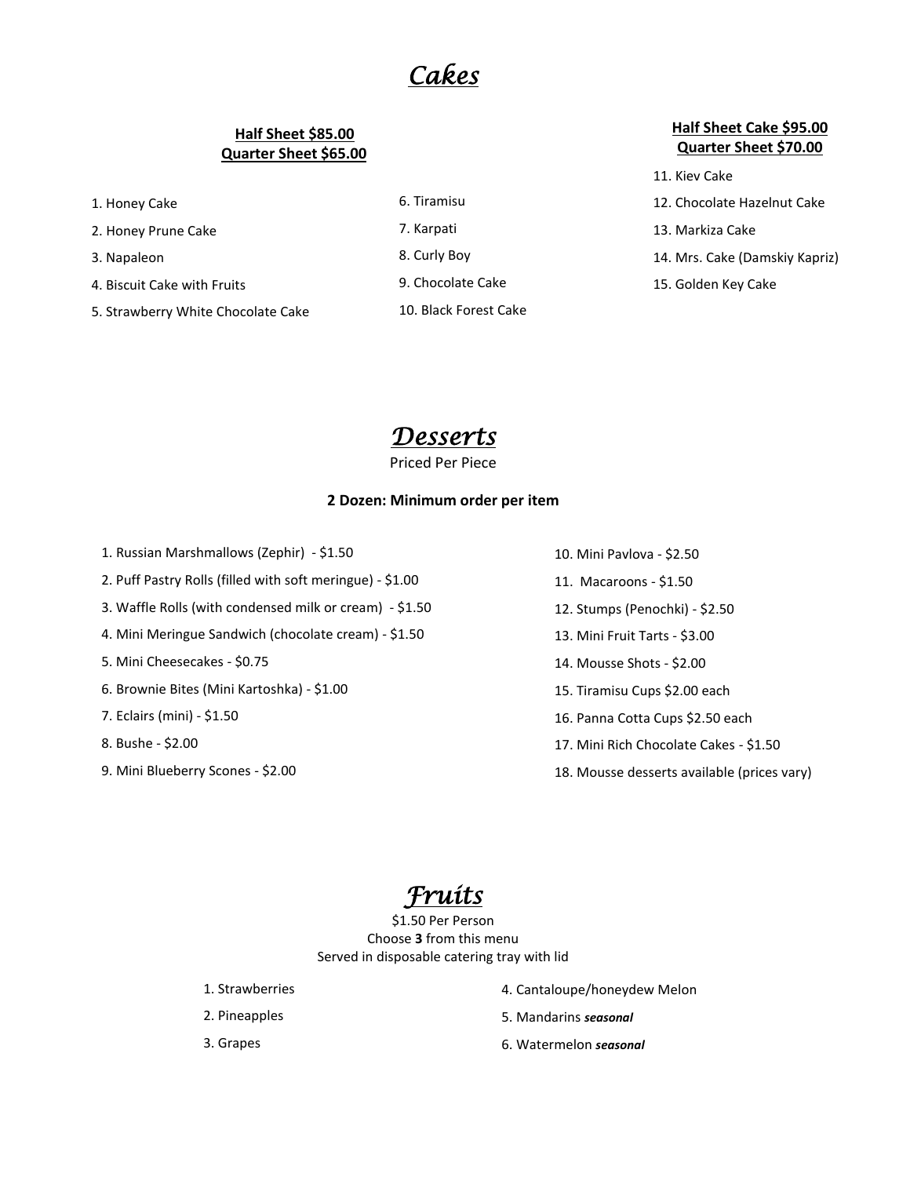# *Cakes*

**Half Sheet $85.00**
**Quarter Sheet $65.00**

1. Honey Cake
2. Honey Prune Cake
3. Napaleon
4. Biscuit Cake with Fruits
5. Strawberry White Chocolate Cake
6. Tiramisu
7. Karpati
8. Curly Boy
9. Chocolate Cake
10. Black Forest Cake

**Half Sheet Cake $95.00**
**Quarter Sheet $70.00**

11. Kiev Cake
12. Chocolate Hazelnut Cake
13. Markiza Cake
14. Mrs. Cake (Damskiy Kapriz)
15. Golden Key Cake

# *Desserts*

Priced Per Piece

**2 Dozen: Minimum order per item**

1. Russian Marshmallows (Zephir) - $1.50
2. Puff Pastry Rolls (filled with soft meringue) - $1.00
3. Waffle Rolls (with condensed milk or cream) - $1.50
4. Mini Meringue Sandwich (chocolate cream) - $1.50
5. Mini Cheesecakes - $0.75
6. Brownie Bites (Mini Kartoshka) - $1.00
7. Eclairs (mini) - $1.50
8. Bushe - $2.00
9. Mini Blueberry Scones - $2.00
10. Mini Pavlova - $2.50
11. Macaroons - $1.50
12. Stumps (Penochki) - $2.50
13. Mini Fruit Tarts - $3.00
14. Mousse Shots - $2.00
15. Tiramisu Cups $2.00 each
16. Panna Cotta Cups $2.50 each
17. Mini Rich Chocolate Cakes - $1.50
18. Mousse desserts available (prices vary)

# *Fruits*

$1.50 Per Person
Choose **3** from this menu
Served in disposable catering tray with lid

1. Strawberries
2. Pineapples
3. Grapes
4. Cantaloupe/honeydew Melon
5. Mandarins ***seasonal***
6. Watermelon ***seasonal***